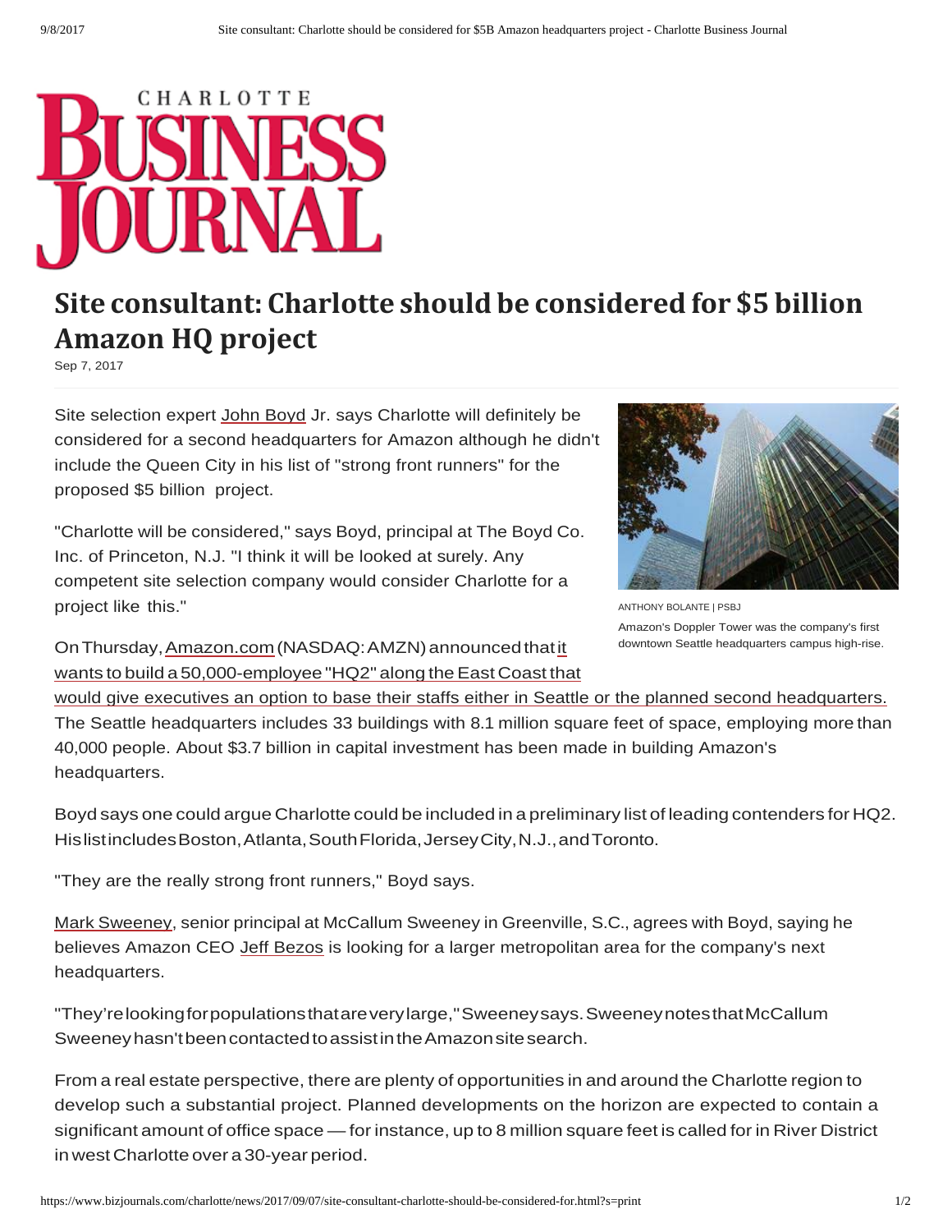# Site consultant: Charlotte should be considered for $5 billion Amazon HQ project

Sep 7, 2017

Site selection expert John Boyd Jr. says Charlotte will definitely be considered for a second headquarters for Amazon although he didn't include the Queen City in his list of "strong front runners" for the proposed $5 billion project.

"Charlotte will be considered," says Boyd, principal at The Boyd Co. Inc. of Princeton, N.J. "I think it will be looked at surely. Any competent site selection company would consider Charlotte for a project like this."

ANTHONY BOLANTE | PSBJ

Amazon's Doppler Tower was the company's first downtown Seattle headquarters campus high-rise.

On Thursday, Amazon.com (NASDAQ: AMZN) announced that it wants to build a 50,000-employee "HQ2" along the East Coast that would give executives an option to base their staffs either in Seattle or the planned second headquarters. The Seattle headquarters includes 33 buildings with 8.1 million square feet of space, employing more than 40,000 people. About $3.7 billion in capital investment has been made in building Amazon's headquarters.

Boyd says one could argue Charlotte could be included in a preliminary list of leading contenders for HQ2. His list includes Boston, Atlanta, South Florida, Jersey City, N.J., and Toronto.

"They are the really strong front runners," Boyd says.

Mark Sweeney, senior principal at McCallum Sweeney in Greenville, S.C., agrees with Boyd, saying he believes Amazon CEO Jeff Bezos is looking for a larger metropolitan area for the company's next headquarters.

"They're looking for populations that are very large," Sweeney says. Sweeney notes that McCallum Sweeney hasn't been contacted to assist in the Amazon site search.

From a real estate perspective, there are plenty of opportunities in and around the Charlotte region to develop such a substantial project. Planned developments on the horizon are expected to contain a significant amount of office space — for instance, up to 8 million square feet is called for in River District in west Charlotte over a 30-year period.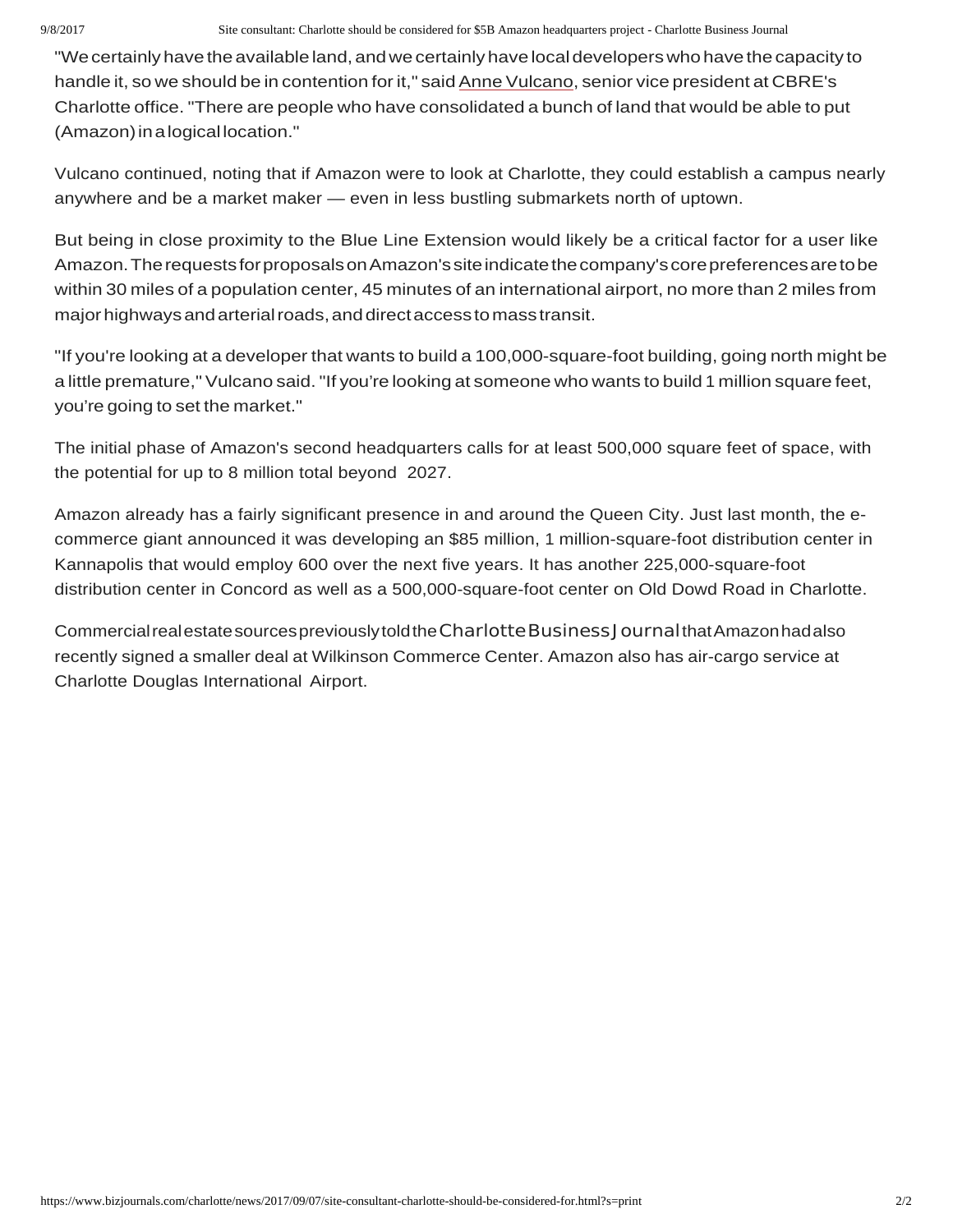"We certainly have the available land, and we certainly have local developers who have the capacity to handle it, so we should be in contention for it," said Anne Vulcano, senior vice president at CBRE's Charlotte office. "There are people who have consolidated a bunch of land that would be able to put (Amazon) in a logical location."

Vulcano continued, noting that if Amazon were to look at Charlotte, they could establish a campus nearly anywhere and be a market maker — even in less bustling submarkets north of uptown.

But being in close proximity to the Blue Line Extension would likely be a critical factor for a user like Amazon. The requests for proposals on Amazon's site indicate the company's core preferences are to be within 30 miles of a population center, 45 minutes of an international airport, no more than 2 miles from major highways and arterial roads, and direct access to mass transit.

"If you're looking at a developer that wants to build a 100,000-square-foot building, going north might be a little premature," Vulcano said. "If you're looking at someone who wants to build 1 million square feet, you're going to set the market."

The initial phase of Amazon's second headquarters calls for at least 500,000 square feet of space, with the potential for up to 8 million total beyond 2027.

Amazon already has a fairly significant presence in and around the Queen City. Just last month, the e-commerce giant announced it was developing an $85 million, 1 million-square-foot distribution center in Kannapolis that would employ 600 over the next five years. It has another 225,000-square-foot distribution center in Concord as well as a 500,000-square-foot center on Old Dowd Road in Charlotte.

Commercial real estate sources previously told the Charlotte Business Journal that Amazon had also recently signed a smaller deal at Wilkinson Commerce Center. Amazon also has air-cargo service at Charlotte Douglas International Airport.